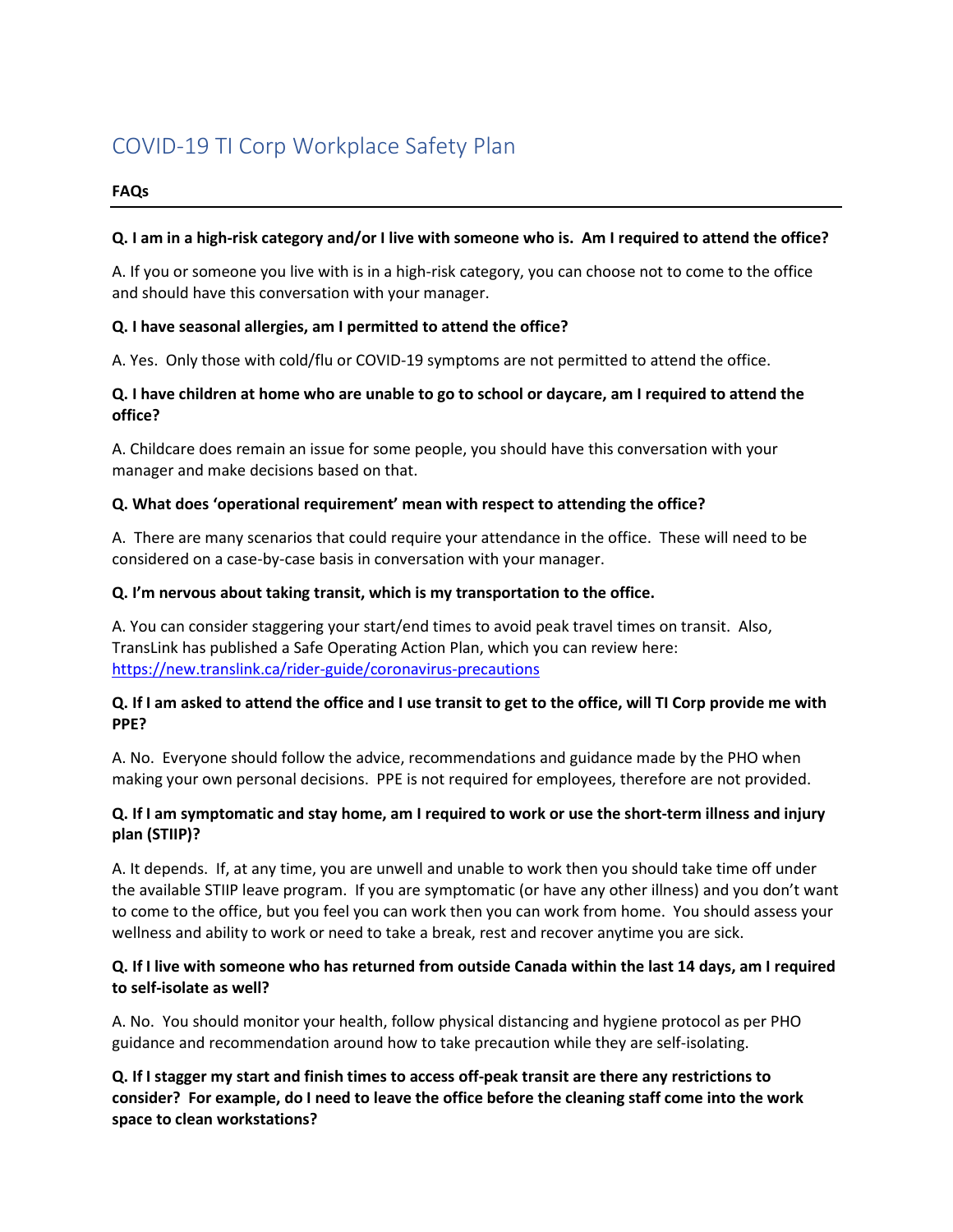# COVID-19 TI Corp Workplace Safety Plan

**FAQs**

---

**Q. I am in a high-risk category and/or I live with someone who is. Am I required to attend the office?**

A. If you or someone you live with is in a high-risk category, you can choose not to come to the office and should have this conversation with your manager.

**Q. I have seasonal allergies, am I permitted to attend the office?**

A. Yes. Only those with cold/flu or COVID-19 symptoms are not permitted to attend the office.

**Q. I have children at home who are unable to go to school or daycare, am I required to attend the office?**

A. Childcare does remain an issue for some people, you should have this conversation with your manager and make decisions based on that.

**Q. What does 'operational requirement' mean with respect to attending the office?**

A. There are many scenarios that could require your attendance in the office. These will need to be considered on a case-by-case basis in conversation with your manager.

**Q. I'm nervous about taking transit, which is my transportation to the office.**

A. You can consider staggering your start/end times to avoid peak travel times on transit. Also, TransLink has published a Safe Operating Action Plan, which you can review here: [https://new.translink.ca/rider-guide/coronavirus-precautions](https://new.translink.ca/rider-guide/coronavirus-precautions)

**Q. If I am asked to attend the office and I use transit to get to the office, will TI Corp provide me with PPE?**

A. No. Everyone should follow the advice, recommendations and guidance made by the PHO when making your own personal decisions. PPE is not required for employees, therefore are not provided.

**Q. If I am symptomatic and stay home, am I required to work or use the short-term illness and injury plan (STIIP)?**

A. It depends. If, at any time, you are unwell and unable to work then you should take time off under the available STIIP leave program. If you are symptomatic (or have any other illness) and you don't want to come to the office, but you feel you can work then you can work from home. You should assess your wellness and ability to work or need to take a break, rest and recover anytime you are sick.

**Q. If I live with someone who has returned from outside Canada within the last 14 days, am I required to self-isolate as well?**

A. No. You should monitor your health, follow physical distancing and hygiene protocol as per PHO guidance and recommendation around how to take precaution while they are self-isolating.

**Q. If I stagger my start and finish times to access off-peak transit are there any restrictions to consider? For example, do I need to leave the office before the cleaning staff come into the work space to clean workstations?**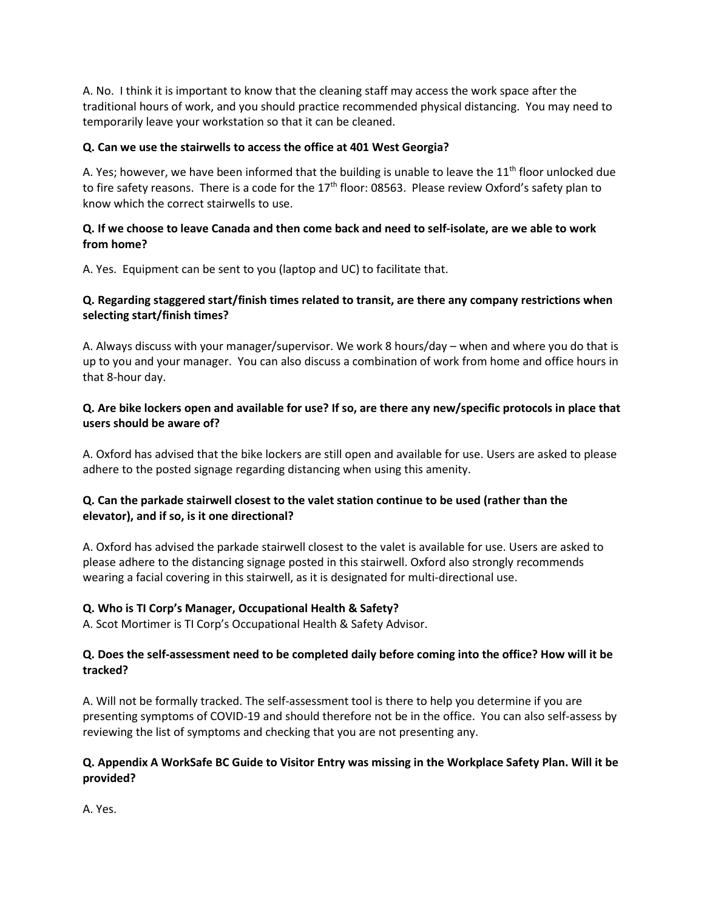A. No. I think it is important to know that the cleaning staff may access the work space after the traditional hours of work, and you should practice recommended physical distancing. You may need to temporarily leave your workstation so that it can be cleaned.

**Q. Can we use the stairwells to access the office at 401 West Georgia?**

A. Yes; however, we have been informed that the building is unable to leave the 11th floor unlocked due to fire safety reasons. There is a code for the 17th floor: 08563. Please review Oxford's safety plan to know which the correct stairwells to use.

**Q. If we choose to leave Canada and then come back and need to self-isolate, are we able to work from home?**

A. Yes. Equipment can be sent to you (laptop and UC) to facilitate that.

**Q. Regarding staggered start/finish times related to transit, are there any company restrictions when selecting start/finish times?**

A. Always discuss with your manager/supervisor. We work 8 hours/day – when and where you do that is up to you and your manager. You can also discuss a combination of work from home and office hours in that 8-hour day.

**Q. Are bike lockers open and available for use? If so, are there any new/specific protocols in place that users should be aware of?**

A. Oxford has advised that the bike lockers are still open and available for use. Users are asked to please adhere to the posted signage regarding distancing when using this amenity.

**Q. Can the parkade stairwell closest to the valet station continue to be used (rather than the elevator), and if so, is it one directional?**

A. Oxford has advised the parkade stairwell closest to the valet is available for use. Users are asked to please adhere to the distancing signage posted in this stairwell. Oxford also strongly recommends wearing a facial covering in this stairwell, as it is designated for multi-directional use.

**Q. Who is TI Corp's Manager, Occupational Health & Safety?**

A. Scot Mortimer is TI Corp's Occupational Health & Safety Advisor.

**Q. Does the self-assessment need to be completed daily before coming into the office? How will it be tracked?**

A. Will not be formally tracked. The self-assessment tool is there to help you determine if you are presenting symptoms of COVID-19 and should therefore not be in the office. You can also self-assess by reviewing the list of symptoms and checking that you are not presenting any.

**Q. Appendix A WorkSafe BC Guide to Visitor Entry was missing in the Workplace Safety Plan. Will it be provided?**

A. Yes.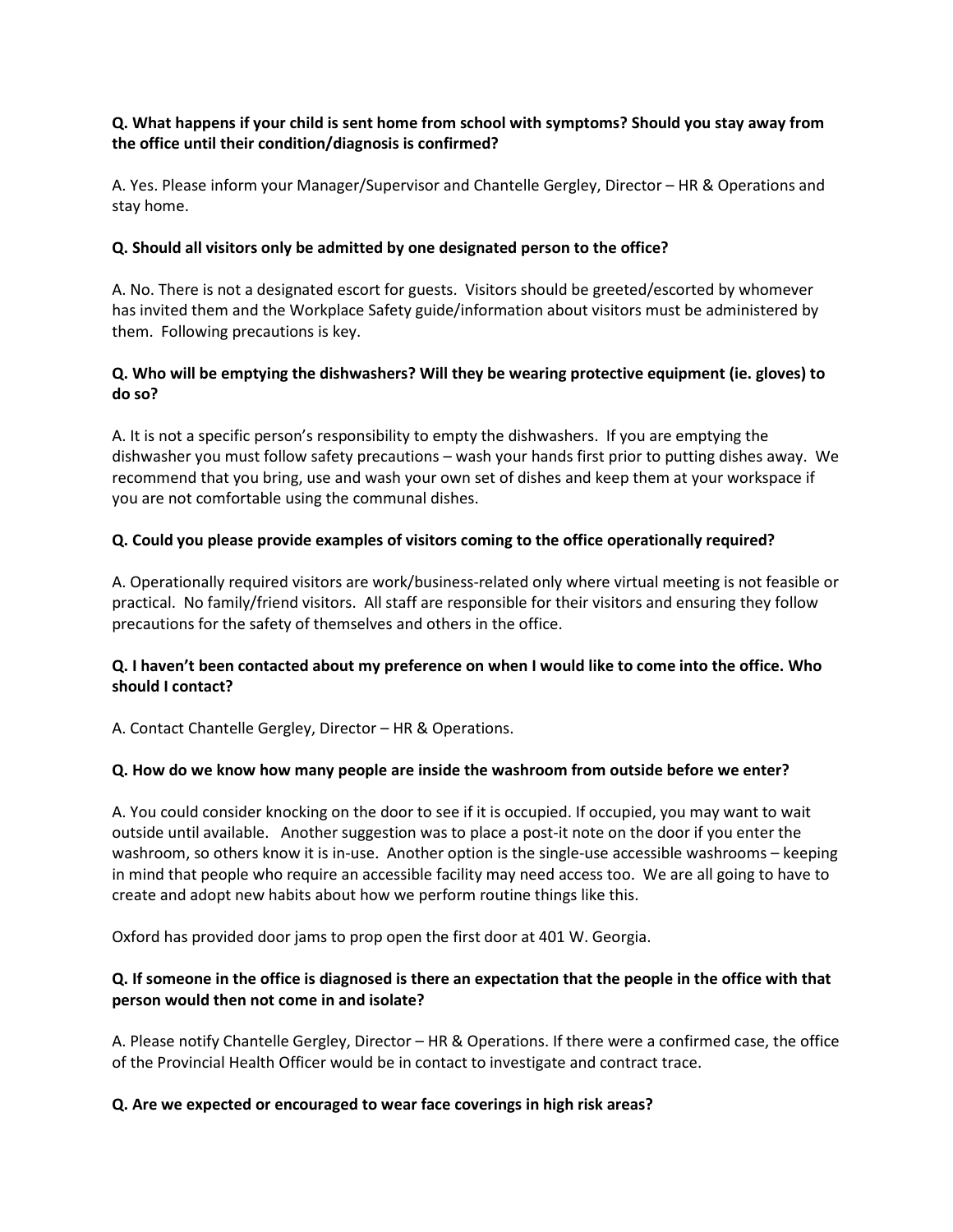**Q. What happens if your child is sent home from school with symptoms? Should you stay away from the office until their condition/diagnosis is confirmed?**

A. Yes. Please inform your Manager/Supervisor and Chantelle Gergley, Director – HR & Operations and stay home.

**Q. Should all visitors only be admitted by one designated person to the office?**

A. No. There is not a designated escort for guests. Visitors should be greeted/escorted by whomever has invited them and the Workplace Safety guide/information about visitors must be administered by them. Following precautions is key.

**Q. Who will be emptying the dishwashers? Will they be wearing protective equipment (ie. gloves) to do so?**

A. It is not a specific person's responsibility to empty the dishwashers. If you are emptying the dishwasher you must follow safety precautions – wash your hands first prior to putting dishes away. We recommend that you bring, use and wash your own set of dishes and keep them at your workspace if you are not comfortable using the communal dishes.

**Q. Could you please provide examples of visitors coming to the office operationally required?**

A. Operationally required visitors are work/business-related only where virtual meeting is not feasible or practical. No family/friend visitors. All staff are responsible for their visitors and ensuring they follow precautions for the safety of themselves and others in the office.

**Q. I haven't been contacted about my preference on when I would like to come into the office. Who should I contact?**

A. Contact Chantelle Gergley, Director – HR & Operations.

**Q. How do we know how many people are inside the washroom from outside before we enter?**

A. You could consider knocking on the door to see if it is occupied. If occupied, you may want to wait outside until available. Another suggestion was to place a post-it note on the door if you enter the washroom, so others know it is in-use. Another option is the single-use accessible washrooms – keeping in mind that people who require an accessible facility may need access too. We are all going to have to create and adopt new habits about how we perform routine things like this.

Oxford has provided door jams to prop open the first door at 401 W. Georgia.

**Q. If someone in the office is diagnosed is there an expectation that the people in the office with that person would then not come in and isolate?**

A. Please notify Chantelle Gergley, Director – HR & Operations. If there were a confirmed case, the office of the Provincial Health Officer would be in contact to investigate and contract trace.

**Q. Are we expected or encouraged to wear face coverings in high risk areas?**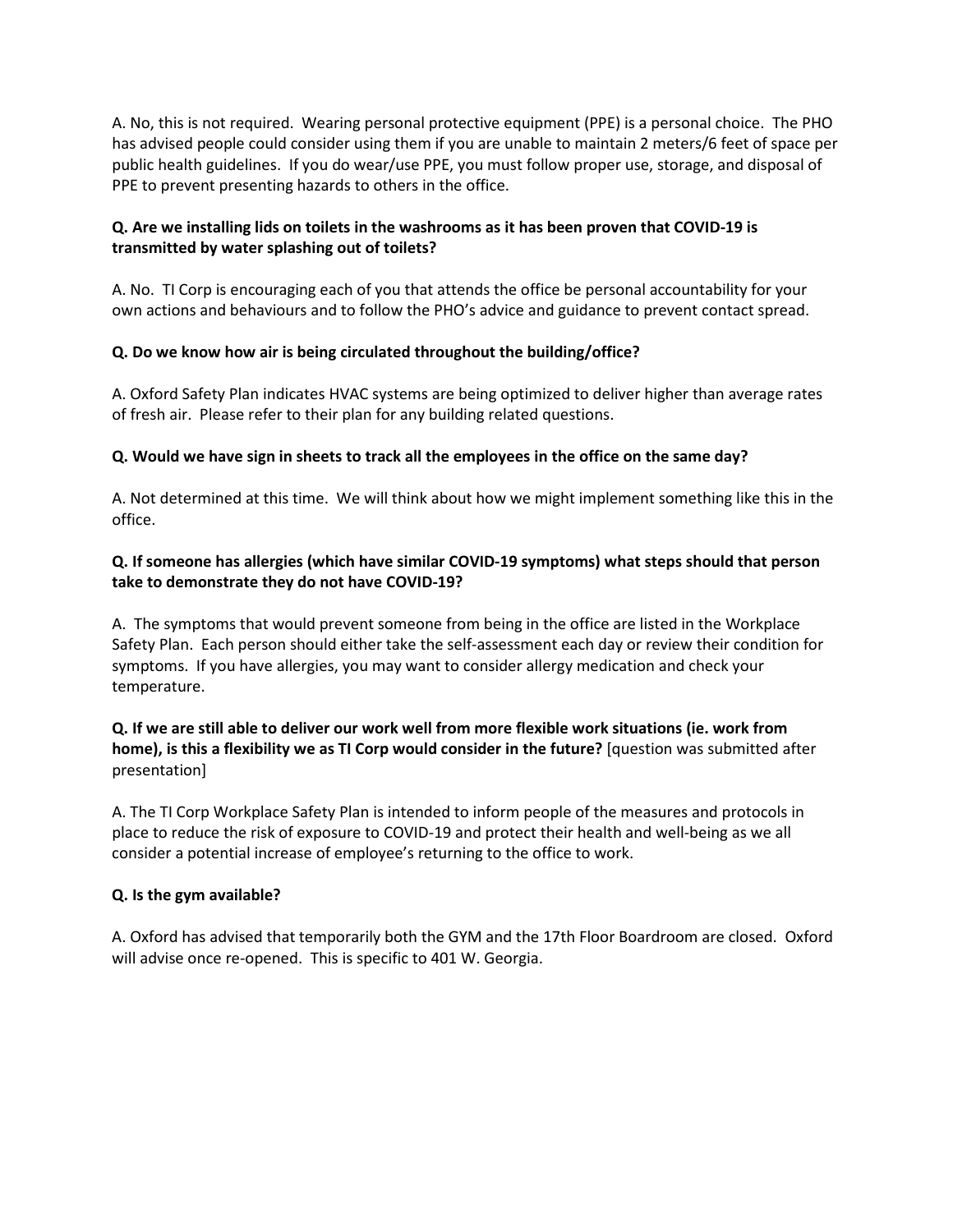A. No, this is not required. Wearing personal protective equipment (PPE) is a personal choice. The PHO has advised people could consider using them if you are unable to maintain 2 meters/6 feet of space per public health guidelines. If you do wear/use PPE, you must follow proper use, storage, and disposal of PPE to prevent presenting hazards to others in the office.

**Q. Are we installing lids on toilets in the washrooms as it has been proven that COVID-19 is transmitted by water splashing out of toilets?**

A. No. TI Corp is encouraging each of you that attends the office be personal accountability for your own actions and behaviours and to follow the PHO's advice and guidance to prevent contact spread.

**Q. Do we know how air is being circulated throughout the building/office?**

A. Oxford Safety Plan indicates HVAC systems are being optimized to deliver higher than average rates of fresh air. Please refer to their plan for any building related questions.

**Q. Would we have sign in sheets to track all the employees in the office on the same day?**

A. Not determined at this time. We will think about how we might implement something like this in the office.

**Q. If someone has allergies (which have similar COVID-19 symptoms) what steps should that person take to demonstrate they do not have COVID-19?**

A. The symptoms that would prevent someone from being in the office are listed in the Workplace Safety Plan. Each person should either take the self-assessment each day or review their condition for symptoms. If you have allergies, you may want to consider allergy medication and check your temperature.

**Q. If we are still able to deliver our work well from more flexible work situations (ie. work from home), is this a flexibility we as TI Corp would consider in the future?** [question was submitted after presentation]

A. The TI Corp Workplace Safety Plan is intended to inform people of the measures and protocols in place to reduce the risk of exposure to COVID-19 and protect their health and well-being as we all consider a potential increase of employee's returning to the office to work.

**Q. Is the gym available?**

A. Oxford has advised that temporarily both the GYM and the 17th Floor Boardroom are closed. Oxford will advise once re-opened. This is specific to 401 W. Georgia.